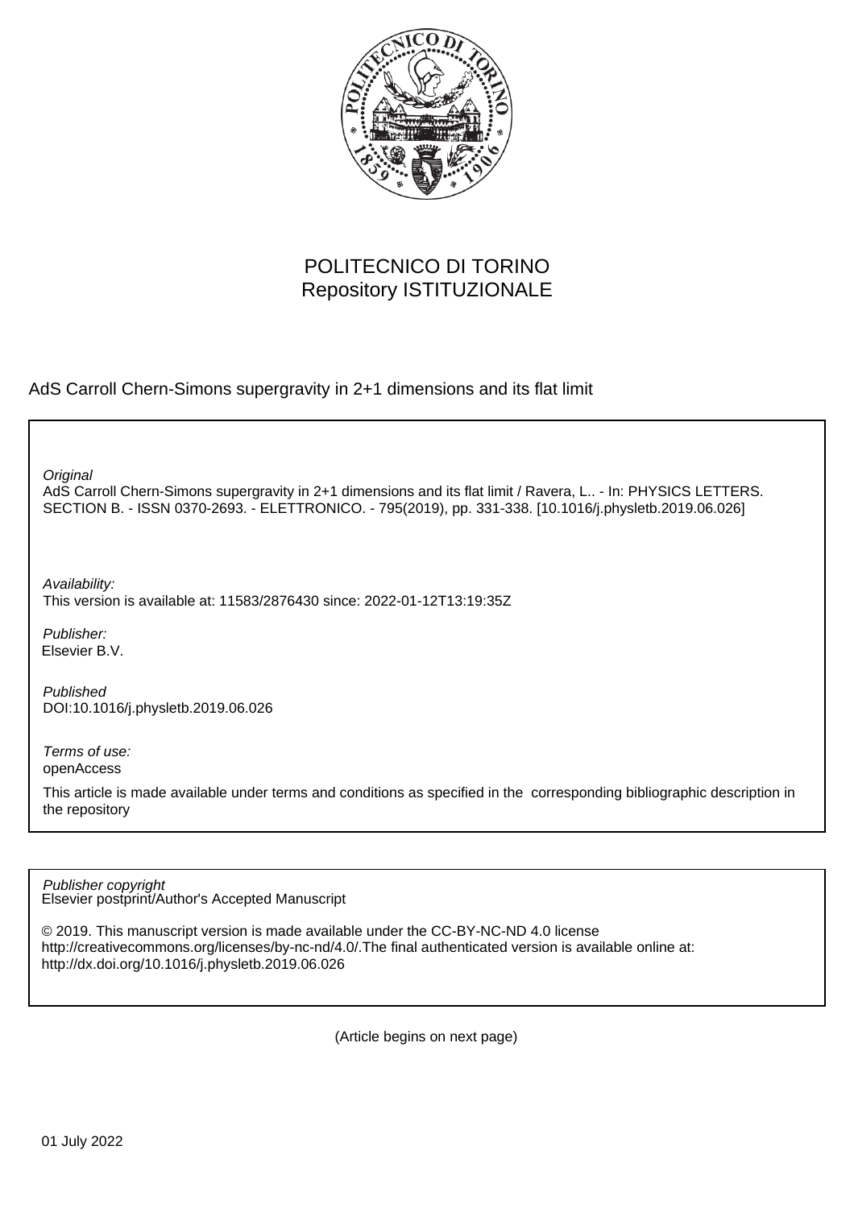POLITECNICO DI TORINO
Repository ISTITUZIONALE

AdS Carroll Chern-Simons supergravity in 2+1 dimensions and its flat limit

*Original*
AdS Carroll Chern-Simons supergravity in 2+1 dimensions and its flat limit / Ravera, L.. - In: PHYSICS LETTERS. SECTION B. - ISSN 0370-2693. - ELETTRONICO. - 795(2019), pp. 331-338. [10.1016/j.physletb.2019.06.026]

*Availability:*
This version is available at: 11583/2876430 since: 2022-01-12T13:19:35Z

*Publisher:*
Elsevier B.V.

*Published*
DOI:10.1016/j.physletb.2019.06.026

*Terms of use:*
openAccess

This article is made available under terms and conditions as specified in the corresponding bibliographic description in the repository

*Publisher copyright*
Elsevier postprint/Author's Accepted Manuscript

© 2019. This manuscript version is made available under the CC-BY-NC-ND 4.0 license http://creativecommons.org/licenses/by-nc-nd/4.0/.The final authenticated version is available online at: http://dx.doi.org/10.1016/j.physletb.2019.06.026

(Article begins on next page)

01 July 2022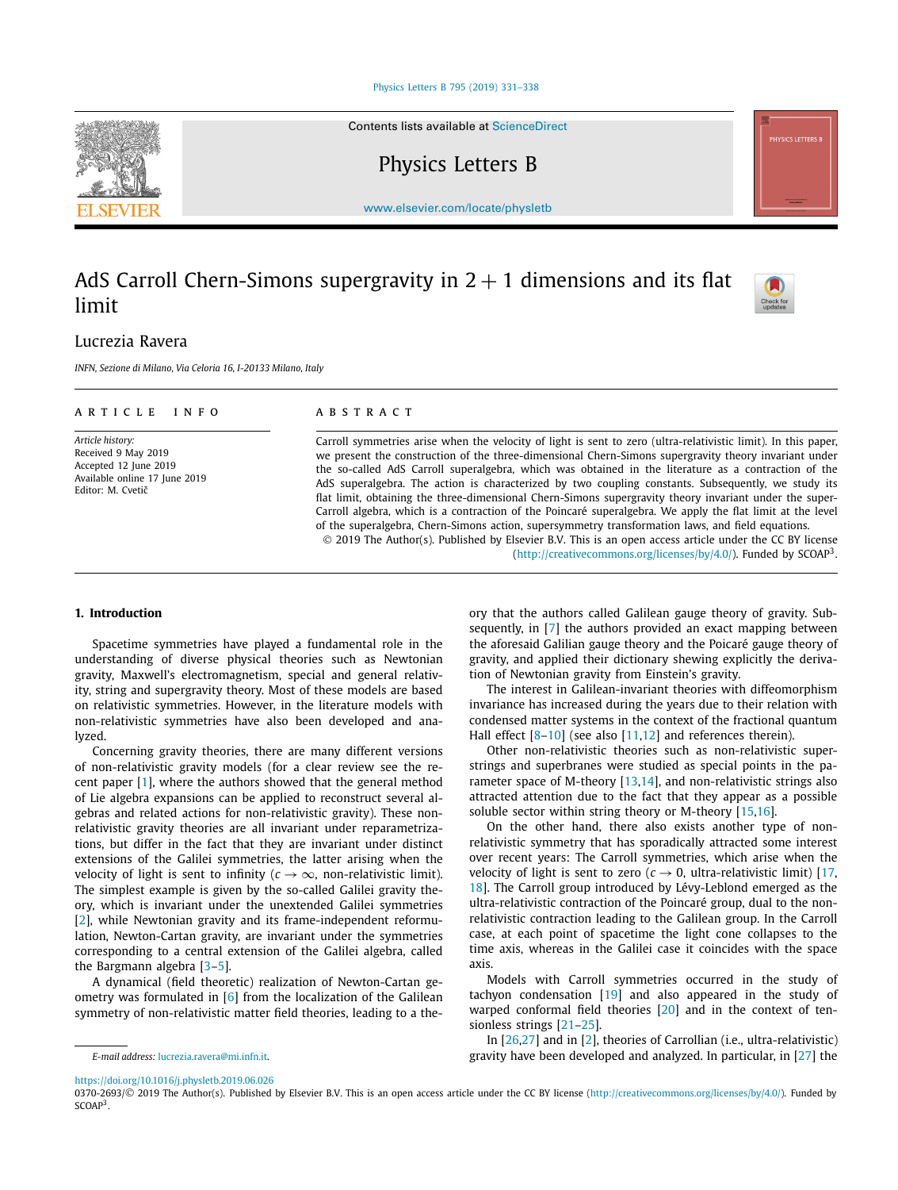AdS Carroll Chern-Simons supergravity in 2 + 1 dimensions and its flat limit

Lucrezia Ravera

*INFN, Sezione di Milano, Via Celoria 16, I-20133 Milano, Italy*

A R T I C L E   I N F O

*Article history:*
Received 9 May 2019
Accepted 12 June 2019
Available online 17 June 2019
Editor: M. Cvetič

A B S T R A C T

Carroll symmetries arise when the velocity of light is sent to zero (ultra-relativistic limit). In this paper, we present the construction of the three-dimensional Chern-Simons supergravity theory invariant under the so-called AdS Carroll superalgebra, which was obtained in the literature as a contraction of the AdS superalgebra. The action is characterized by two coupling constants. Subsequently, we study its flat limit, obtaining the three-dimensional Chern-Simons supergravity theory invariant under the super-Carroll algebra, which is a contraction of the Poincaré superalgebra. We apply the flat limit at the level of the superalgebra, Chern-Simons action, supersymmetry transformation laws, and field equations.

© 2019 The Author(s). Published by Elsevier B.V. This is an open access article under the CC BY license (http://creativecommons.org/licenses/by/4.0/). Funded by SCOAP[3].

## 1. Introduction

Spacetime symmetries have played a fundamental role in the understanding of diverse physical theories such as Newtonian gravity, Maxwell's electromagnetism, special and general relativity, string and supergravity theory. Most of these models are based on relativistic symmetries. However, in the literature models with non-relativistic symmetries have also been developed and analyzed.

Concerning gravity theories, there are many different versions of non-relativistic gravity models (for a clear review see the recent paper [1], where the authors showed that the general method of Lie algebra expansions can be applied to reconstruct several algebras and related actions for non-relativistic gravity). These non-relativistic gravity theories are all invariant under reparametrizations, but differ in the fact that they are invariant under distinct extensions of the Galilei symmetries, the latter arising when the velocity of light is sent to infinity ($c \to \infty$, non-relativistic limit). The simplest example is given by the so-called Galilei gravity theory, which is invariant under the unextended Galilei symmetries [2], while Newtonian gravity and its frame-independent reformulation, Newton-Cartan gravity, are invariant under the symmetries corresponding to a central extension of the Galilei algebra, called the Bargmann algebra [3–5].

A dynamical (field theoretic) realization of Newton-Cartan geometry was formulated in [6] from the localization of the Galilean symmetry of non-relativistic matter field theories, leading to a theory that the authors called Galilean gauge theory of gravity. Subsequently, in [7] the authors provided an exact mapping between the aforesaid Galilian gauge theory and the Poicaré gauge theory of gravity, and applied their dictionary shewing explicitly the derivation of Newtonian gravity from Einstein's gravity.

The interest in Galilean-invariant theories with diffeomorphism invariance has increased during the years due to their relation with condensed matter systems in the context of the fractional quantum Hall effect [8–10] (see also [11,12] and references therein).

Other non-relativistic theories such as non-relativistic superstrings and superbranes were studied as special points in the parameter space of M-theory [13,14], and non-relativistic strings also attracted attention due to the fact that they appear as a possible soluble sector within string theory or M-theory [15,16].

On the other hand, there also exists another type of non-relativistic symmetry that has sporadically attracted some interest over recent years: The Carroll symmetries, which arise when the velocity of light is sent to zero ($c \to 0$, ultra-relativistic limit) [17,18]. The Carroll group introduced by Lévy-Leblond emerged as the ultra-relativistic contraction of the Poincaré group, dual to the non-relativistic contraction leading to the Galilean group. In the Carroll case, at each point of spacetime the light cone collapses to the time axis, whereas in the Galilei case it coincides with the space axis.

Models with Carroll symmetries occurred in the study of tachyon condensation [19] and also appeared in the study of warped conformal field theories [20] and in the context of tensionless strings [21–25].

In [26,27] and in [2], theories of Carrollian (i.e., ultra-relativistic) gravity have been developed and analyzed. In particular, in [27] the

*E-mail address:* lucrezia.ravera@mi.infn.it.

https://doi.org/10.1016/j.physletb.2019.06.026
0370-2693/© 2019 The Author(s). Published by Elsevier B.V. This is an open access article under the CC BY license (http://creativecommons.org/licenses/by/4.0/). Funded by SCOAP[3].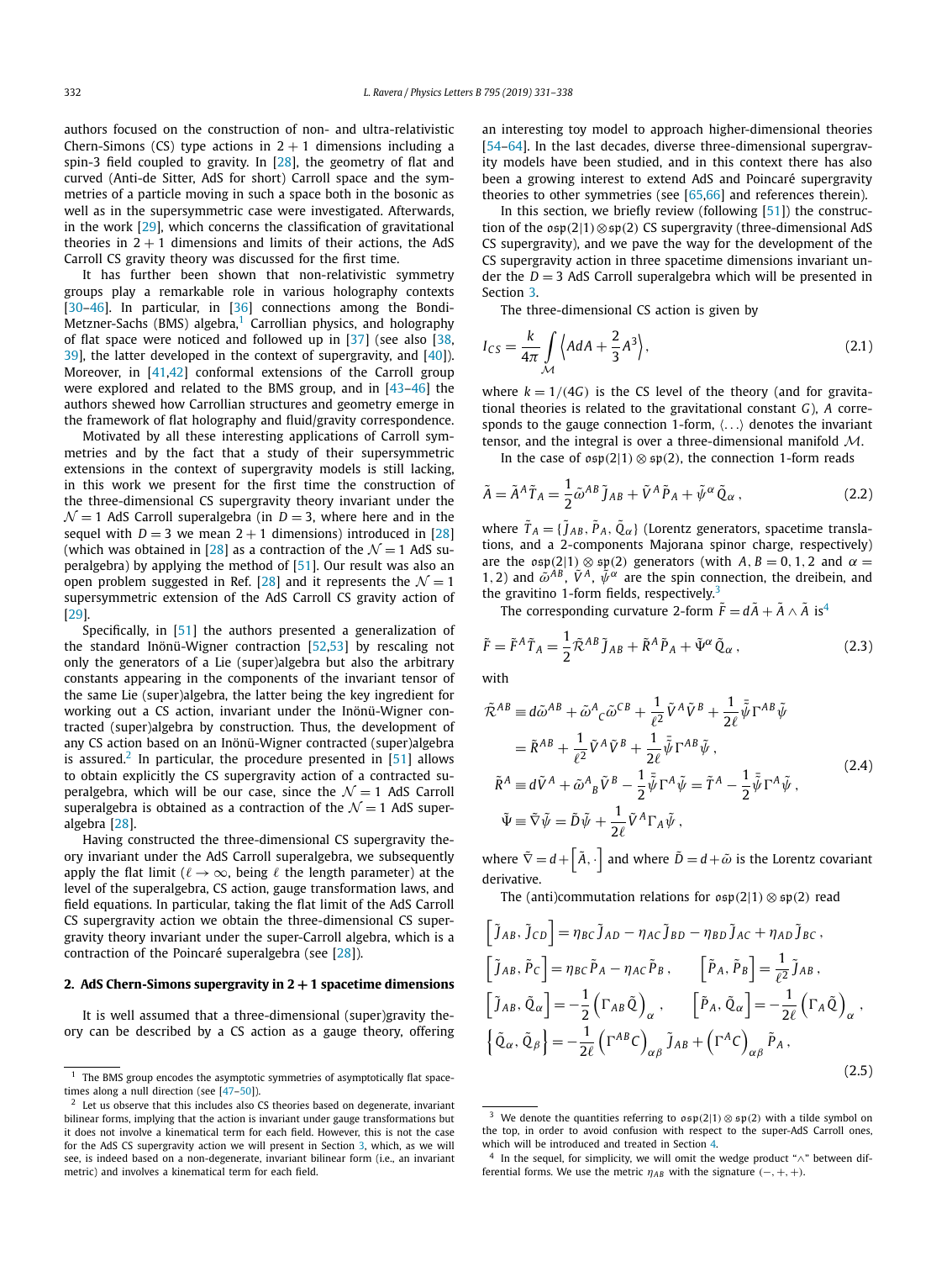authors focused on the construction of non- and ultra-relativistic Chern-Simons (CS) type actions in $2+1$ dimensions including a spin-3 field coupled to gravity. In [28], the geometry of flat and curved (Anti-de Sitter, AdS for short) Carroll space and the symmetries of a particle moving in such a space both in the bosonic as well as in the supersymmetric case were investigated. Afterwards, in the work [29], which concerns the classification of gravitational theories in $2+1$ dimensions and limits of their actions, the AdS Carroll CS gravity theory was discussed for the first time.

It has further been shown that non-relativistic symmetry groups play a remarkable role in various holography contexts [30–46]. In particular, in [36] connections among the Bondi-Metzner-Sachs (BMS) algebra,[1] Carrollian physics, and holography of flat space were noticed and followed up in [37] (see also [38, 39], the latter developed in the context of supergravity, and [40]). Moreover, in [41,42] conformal extensions of the Carroll group were explored and related to the BMS group, and in [43–46] the authors shewed how Carrollian structures and geometry emerge in the framework of flat holography and fluid/gravity correspondence.

Motivated by all these interesting applications of Carroll symmetries and by the fact that a study of their supersymmetric extensions in the context of supergravity models is still lacking, in this work we present for the first time the construction of the three-dimensional CS supergravity theory invariant under the $\mathcal{N}=1$ AdS Carroll superalgebra (in $D=3$, where here and in the sequel with $D=3$ we mean $2+1$ dimensions) introduced in [28] (which was obtained in [28] as a contraction of the $\mathcal{N}=1$ AdS superalgebra) by applying the method of [51]. Our result was also an open problem suggested in Ref. [28] and it represents the $\mathcal{N}=1$ supersymmetric extension of the AdS Carroll CS gravity action of [29].

Specifically, in [51] the authors presented a generalization of the standard Inönü-Wigner contraction [52,53] by rescaling not only the generators of a Lie (super)algebra but also the arbitrary constants appearing in the components of the invariant tensor of the same Lie (super)algebra, the latter being the key ingredient for working out a CS action, invariant under the Inönü-Wigner contracted (super)algebra by construction. Thus, the development of any CS action based on an Inönü-Wigner contracted (super)algebra is assured.[2] In particular, the procedure presented in [51] allows to obtain explicitly the CS supergravity action of a contracted superalgebra, which will be our case, since the $\mathcal{N}=1$ AdS Carroll superalgebra is obtained as a contraction of the $\mathcal{N}=1$ AdS superalgebra [28].

Having constructed the three-dimensional CS supergravity theory invariant under the AdS Carroll superalgebra, we subsequently apply the flat limit ($\ell \to \infty$, being $\ell$ the length parameter) at the level of the superalgebra, CS action, gauge transformation laws, and field equations. In particular, taking the flat limit of the AdS Carroll CS supergravity action we obtain the three-dimensional CS supergravity theory invariant under the super-Carroll algebra, which is a contraction of the Poincaré superalgebra (see [28]).

## 2. AdS Chern-Simons supergravity in $2+1$ spacetime dimensions

It is well assumed that a three-dimensional (super)gravity theory can be described by a CS action as a gauge theory, offering an interesting toy model to approach higher-dimensional theories [54–64]. In the last decades, diverse three-dimensional supergravity models have been studied, and in this context there has also been a growing interest to extend AdS and Poincaré supergravity theories to other symmetries (see [65,66] and references therein).

In this section, we briefly review (following [51]) the construction of the $\mathfrak{osp}(2|1)\otimes\mathfrak{sp}(2)$ CS supergravity (three-dimensional AdS CS supergravity), and we pave the way for the development of the CS supergravity action in three spacetime dimensions invariant under the $D=3$ AdS Carroll superalgebra which will be presented in Section 3.

The three-dimensional CS action is given by

$$I_{CS} = \frac{k}{4\pi}\int_{\mathcal{M}} \left\langle AdA + \frac{2}{3}A^3 \right\rangle, \tag{2.1}$$

where $k = 1/(4G)$ is the CS level of the theory (and for gravitational theories is related to the gravitational constant $G$), $A$ corresponds to the gauge connection 1-form, $\langle \dots \rangle$ denotes the invariant tensor, and the integral is over a three-dimensional manifold $\mathcal{M}$.

In the case of $\mathfrak{osp}(2|1)\otimes\mathfrak{sp}(2)$, the connection 1-form reads

$$\tilde{A} = \tilde{A}^A \tilde{T}_A = \frac{1}{2}\tilde{\omega}^{AB}\tilde{J}_{AB} + \tilde{V}^A \tilde{P}_A + \tilde{\psi}^\alpha \tilde{Q}_\alpha \,, \tag{2.2}$$

where $\tilde{T}_A = \{\tilde{J}_{AB}, \tilde{P}_A, \tilde{Q}_\alpha\}$ (Lorentz generators, spacetime translations, and a 2-components Majorana spinor charge, respectively) are the $\mathfrak{osp}(2|1)\otimes\mathfrak{sp}(2)$ generators (with $A,B = 0,1,2$ and $\alpha = 1,2$) and $\tilde{\omega}^{AB}$, $\tilde{V}^A$, $\tilde{\psi}^\alpha$ are the spin connection, the dreibein, and the gravitino 1-form fields, respectively.[3]

The corresponding curvature 2-form $\tilde{F} = d\tilde{A} + \tilde{A}\wedge\tilde{A}$ is[4]

$$\tilde{F} = \tilde{F}^A \tilde{T}_A = \frac{1}{2}\tilde{\mathcal{R}}^{AB}\tilde{J}_{AB} + \tilde{R}^A \tilde{P}_A + \tilde{\Psi}^\alpha \tilde{Q}_\alpha \,, \tag{2.3}$$

with

$$\begin{aligned}
\tilde{\mathcal{R}}^{AB} &\equiv d\tilde{\omega}^{AB} + \tilde{\omega}^A{}_C\tilde{\omega}^{CB} + \frac{1}{\ell^2}\tilde{V}^A\tilde{V}^B + \frac{1}{2\ell}\bar{\tilde{\psi}}\Gamma^{AB}\tilde{\psi} \\
&= \tilde{R}^{AB} + \frac{1}{\ell^2}\tilde{V}^A\tilde{V}^B + \frac{1}{2\ell}\bar{\tilde{\psi}}\Gamma^{AB}\tilde{\psi}\,, \\
\tilde{R}^A &\equiv d\tilde{V}^A + \tilde{\omega}^A{}_B\tilde{V}^B - \frac{1}{2}\bar{\tilde{\psi}}\Gamma^A\tilde{\psi} = \tilde{T}^A - \frac{1}{2}\bar{\tilde{\psi}}\Gamma^A\tilde{\psi}\,, \\
\tilde{\Psi} &\equiv \tilde{\nabla}\tilde{\psi} = \tilde{D}\tilde{\psi} + \frac{1}{2\ell}\tilde{V}^A\Gamma_A\tilde{\psi}\,,
\end{aligned} \tag{2.4}$$

where $\tilde{\nabla} = d + \left[\tilde{A}, \cdot\right]$ and where $\tilde{D} = d + \tilde{\omega}$ is the Lorentz covariant derivative.

The (anti)commutation relations for $\mathfrak{osp}(2|1)\otimes\mathfrak{sp}(2)$ read

$$\begin{aligned}
&\left[\tilde{J}_{AB}, \tilde{J}_{CD}\right] = \eta_{BC}\tilde{J}_{AD} - \eta_{AC}\tilde{J}_{BD} - \eta_{BD}\tilde{J}_{AC} + \eta_{AD}\tilde{J}_{BC}\,, \\
&\left[\tilde{J}_{AB}, \tilde{P}_C\right] = \eta_{BC}\tilde{P}_A - \eta_{AC}\tilde{P}_B\,, \qquad \left[\tilde{P}_A, \tilde{P}_B\right] = \frac{1}{\ell^2}\tilde{J}_{AB}\,, \\
&\left[\tilde{J}_{AB}, \tilde{Q}_\alpha\right] = -\frac{1}{2}\left(\Gamma_{AB}\tilde{Q}\right)_\alpha\,, \qquad \left[\tilde{P}_A, \tilde{Q}_\alpha\right] = -\frac{1}{2\ell}\left(\Gamma_A\tilde{Q}\right)_\alpha\,, \\
&\left\{\tilde{Q}_\alpha, \tilde{Q}_\beta\right\} = -\frac{1}{2\ell}\left(\Gamma^{AB}C\right)_{\alpha\beta}\tilde{J}_{AB} + \left(\Gamma^A C\right)_{\alpha\beta}\tilde{P}_A\,,
\end{aligned} \tag{2.5}$$

---

[1] The BMS group encodes the asymptotic symmetries of asymptotically flat spacetimes along a null direction (see [47–50]).

[2] Let us observe that this includes also CS theories based on degenerate, invariant bilinear forms, implying that the action is invariant under gauge transformations but it does not involve a kinematical term for each field. However, this is not the case for the AdS CS supergravity action we will present in Section 3, which, as we will see, is indeed based on a non-degenerate, invariant bilinear form (i.e., an invariant metric) and involves a kinematical term for each field.

[3] We denote the quantities referring to $\mathfrak{osp}(2|1)\otimes\mathfrak{sp}(2)$ with a tilde symbol on the top, in order to avoid confusion with respect to the super-AdS Carroll ones, which will be introduced and treated in Section 4.

[4] In the sequel, for simplicity, we will omit the wedge product "$\wedge$" between differential forms. We use the metric $\eta_{AB}$ with the signature $(-,+,+)$.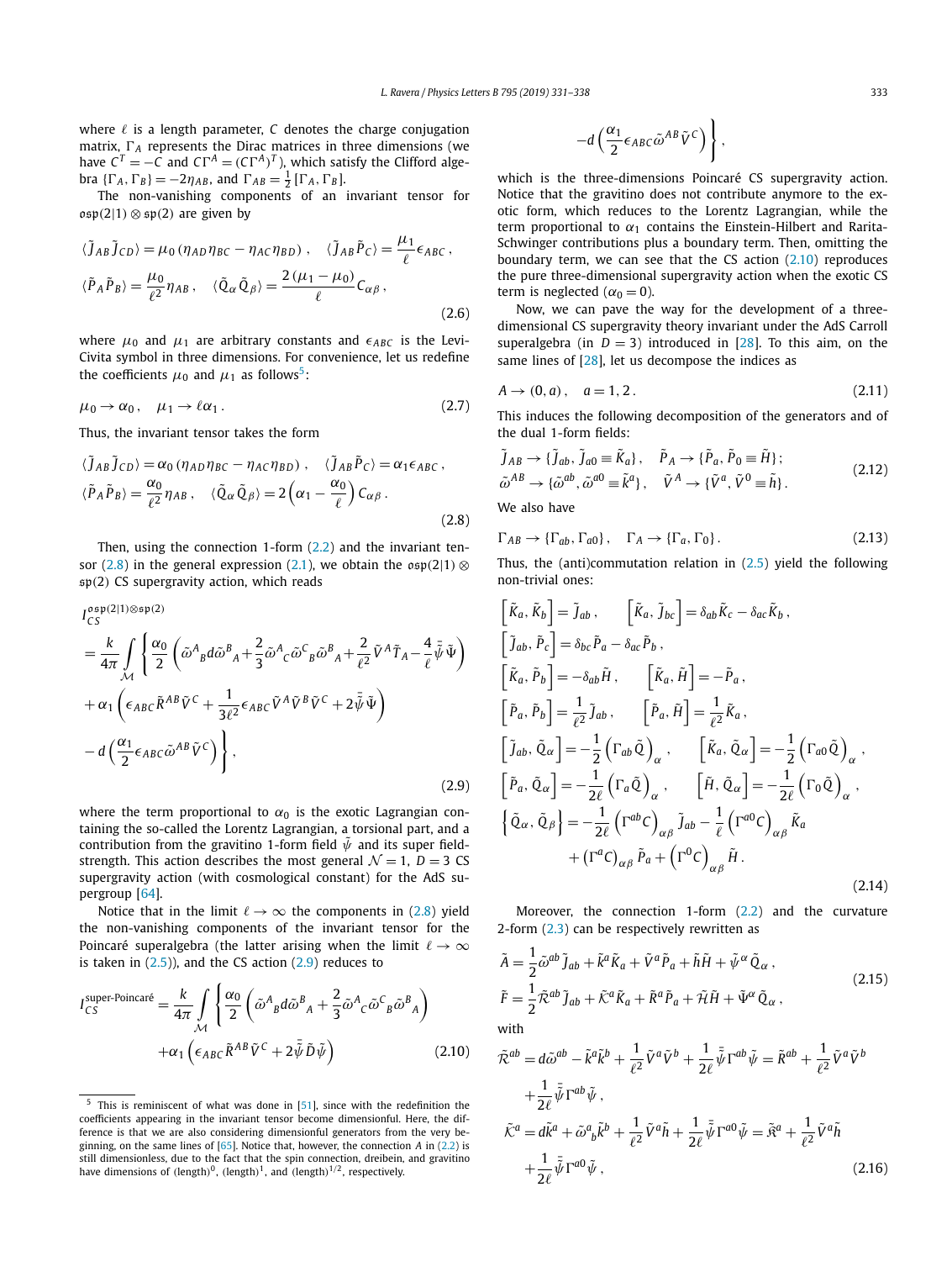where $\ell$ is a length parameter, $C$ denotes the charge conjugation matrix, $\Gamma_A$ represents the Dirac matrices in three dimensions (we have $C^T = -C$ and $C\Gamma^A = (C\Gamma^A)^T$), which satisfy the Clifford algebra $\{\Gamma_A, \Gamma_B\} = -2\eta_{AB}$, and $\Gamma_{AB} = \frac{1}{2}[\Gamma_A, \Gamma_B]$.

The non-vanishing components of an invariant tensor for $\mathfrak{osp}(2|1) \otimes \mathfrak{sp}(2)$ are given by

$$
\begin{aligned}
&\langle \tilde{J}_{AB} \tilde{J}_{CD} \rangle = \mu_0 \left(\eta_{AD}\eta_{BC} - \eta_{AC}\eta_{BD}\right) , \quad \langle \tilde{J}_{AB} \tilde{P}_C \rangle = \frac{\mu_1}{\ell}\epsilon_{ABC} , \\
&\langle \tilde{P}_A \tilde{P}_B \rangle = \frac{\mu_0}{\ell^2}\eta_{AB} , \quad \langle \tilde{Q}_\alpha \tilde{Q}_\beta \rangle = \frac{2\left(\mu_1 - \mu_0\right)}{\ell} C_{\alpha\beta} ,
\end{aligned}
\tag{2.6}
$$

where $\mu_0$ and $\mu_1$ are arbitrary constants and $\epsilon_{ABC}$ is the Levi-Civita symbol in three dimensions. For convenience, let us redefine the coefficients $\mu_0$ and $\mu_1$ as follows[5]:

$$
\mu_0 \to \alpha_0 , \quad \mu_1 \to \ell\alpha_1 . \tag{2.7}
$$

Thus, the invariant tensor takes the form

$$
\begin{aligned}
&\langle \tilde{J}_{AB} \tilde{J}_{CD} \rangle = \alpha_0 \left(\eta_{AD}\eta_{BC} - \eta_{AC}\eta_{BD}\right) , \quad \langle \tilde{J}_{AB} \tilde{P}_C \rangle = \alpha_1\epsilon_{ABC} , \\
&\langle \tilde{P}_A \tilde{P}_B \rangle = \frac{\alpha_0}{\ell^2}\eta_{AB} , \quad \langle \tilde{Q}_\alpha \tilde{Q}_\beta \rangle = 2\left(\alpha_1 - \frac{\alpha_0}{\ell}\right) C_{\alpha\beta} .
\end{aligned}
\tag{2.8}
$$

Then, using the connection 1-form (2.2) and the invariant tensor (2.8) in the general expression (2.1), we obtain the $\mathfrak{osp}(2|1) \otimes \mathfrak{sp}(2)$ CS supergravity action, which reads

$$
\begin{aligned}
I_{CS}^{\mathfrak{osp}(2|1)\otimes\mathfrak{sp}(2)}
&= \frac{k}{4\pi}\int_{\mathcal{M}} \Bigg\{ \frac{\alpha_0}{2}\left(\tilde{\omega}^A{}_B d\tilde{\omega}^B{}_A + \frac{2}{3}\tilde{\omega}^A{}_C\tilde{\omega}^C{}_B\tilde{\omega}^B{}_A + \frac{2}{\ell^2}\tilde{V}^A\tilde{T}_A - \frac{4}{\ell}\bar{\tilde{\psi}}\tilde{\Psi}\right) \\
&\quad + \alpha_1\left(\epsilon_{ABC}\tilde{R}^{AB}\tilde{V}^C + \frac{1}{3\ell^2}\epsilon_{ABC}\tilde{V}^A\tilde{V}^B\tilde{V}^C + 2\bar{\tilde{\psi}}\tilde{\Psi}\right) \\
&\quad - d\left(\frac{\alpha_1}{2}\epsilon_{ABC}\tilde{\omega}^{AB}\tilde{V}^C\right)\Bigg\} ,
\end{aligned}
\tag{2.9}
$$

where the term proportional to $\alpha_0$ is the exotic Lagrangian containing the so-called the Lorentz Lagrangian, a torsional part, and a contribution from the gravitino 1-form field $\tilde{\psi}$ and its super field-strength. This action describes the most general $\mathcal{N} = 1$, $D = 3$ CS supergravity action (with cosmological constant) for the AdS supergroup [64].

Notice that in the limit $\ell \to \infty$ the components in (2.8) yield the non-vanishing components of the invariant tensor for the Poincaré superalgebra (the latter arising when the limit $\ell \to \infty$ is taken in (2.5)), and the CS action (2.9) reduces to

$$
\begin{aligned}
I_{CS}^{\text{super-Poincaré}} = \frac{k}{4\pi}\int_{\mathcal{M}} \Bigg\{ &\frac{\alpha_0}{2}\left(\tilde{\omega}^A{}_B d\tilde{\omega}^B{}_A + \frac{2}{3}\tilde{\omega}^A{}_C\tilde{\omega}^C{}_B\tilde{\omega}^B{}_A\right) \\
&+ \alpha_1\left(\epsilon_{ABC}\tilde{R}^{AB}\tilde{V}^C + 2\bar{\tilde{\psi}}\tilde{D}\tilde{\psi}\right) \\
&- d\left(\frac{\alpha_1}{2}\epsilon_{ABC}\tilde{\omega}^{AB}\tilde{V}^C\right)\Bigg\} ,
\end{aligned}
\tag{2.10}
$$

which is the three-dimensions Poincaré CS supergravity action. Notice that the gravitino does not contribute anymore to the exotic form, which reduces to the Lorentz Lagrangian, while the term proportional to $\alpha_1$ contains the Einstein-Hilbert and Rarita-Schwinger contributions plus a boundary term. Then, omitting the boundary term, we can see that the CS action (2.10) reproduces the pure three-dimensional supergravity action when the exotic CS term is neglected ($\alpha_0 = 0$).

Now, we can pave the way for the development of a three-dimensional CS supergravity theory invariant under the AdS Carroll superalgebra (in $D = 3$) introduced in [28]. To this aim, on the same lines of [28], let us decompose the indices as

$$
A \to (0, a) , \quad a = 1, 2 . \tag{2.11}
$$

This induces the following decomposition of the generators and of the dual 1-form fields:

$$
\begin{aligned}
&\tilde{J}_{AB} \to \{\tilde{J}_{ab}, \tilde{J}_{a0} \equiv \tilde{K}_a\} , \quad \tilde{P}_A \to \{\tilde{P}_a, \tilde{P}_0 \equiv \tilde{H}\} ; \\
&\tilde{\omega}^{AB} \to \{\tilde{\omega}^{ab}, \tilde{\omega}^{a0} \equiv \tilde{k}^a\} , \quad \tilde{V}^A \to \{\tilde{V}^a, \tilde{V}^0 \equiv \tilde{h}\} .
\end{aligned}
\tag{2.12}
$$

We also have

$$
\Gamma_{AB} \to \{\Gamma_{ab}, \Gamma_{a0}\} , \quad \Gamma_A \to \{\Gamma_a, \Gamma_0\} . \tag{2.13}
$$

Thus, the (anti)commutation relation in (2.5) yield the following non-trivial ones:

$$
\begin{aligned}
&\left[\tilde{K}_a, \tilde{K}_b\right] = \tilde{J}_{ab} , \quad \left[\tilde{K}_a, \tilde{J}_{bc}\right] = \delta_{ab}\tilde{K}_c - \delta_{ac}\tilde{K}_b , \\
&\left[\tilde{J}_{ab}, \tilde{P}_c\right] = \delta_{bc}\tilde{P}_a - \delta_{ac}\tilde{P}_b , \\
&\left[\tilde{K}_a, \tilde{P}_b\right] = -\delta_{ab}\tilde{H} , \quad \left[\tilde{K}_a, \tilde{H}\right] = -\tilde{P}_a , \\
&\left[\tilde{P}_a, \tilde{P}_b\right] = \frac{1}{\ell^2}\tilde{J}_{ab} , \quad \left[\tilde{P}_a, \tilde{H}\right] = \frac{1}{\ell^2}\tilde{K}_a , \\
&\left[\tilde{J}_{ab}, \tilde{Q}_\alpha\right] = -\frac{1}{2}\left(\Gamma_{ab}\tilde{Q}\right)_\alpha , \quad \left[\tilde{K}_a, \tilde{Q}_\alpha\right] = -\frac{1}{2}\left(\Gamma_{a0}\tilde{Q}\right)_\alpha , \\
&\left[\tilde{P}_a, \tilde{Q}_\alpha\right] = -\frac{1}{2\ell}\left(\Gamma_a\tilde{Q}\right)_\alpha , \quad \left[\tilde{H}, \tilde{Q}_\alpha\right] = -\frac{1}{2\ell}\left(\Gamma_0\tilde{Q}\right)_\alpha , \\
&\left\{\tilde{Q}_\alpha, \tilde{Q}_\beta\right\} = -\frac{1}{2\ell}\left(\Gamma^{ab}C\right)_{\alpha\beta}\tilde{J}_{ab} - \frac{1}{\ell}\left(\Gamma^{a0}C\right)_{\alpha\beta}\tilde{K}_a \\
&\qquad + \left(\Gamma^a C\right)_{\alpha\beta}\tilde{P}_a + \left(\Gamma^0 C\right)_{\alpha\beta}\tilde{H} .
\end{aligned}
\tag{2.14}
$$

Moreover, the connection 1-form (2.2) and the curvature 2-form (2.3) can be respectively rewritten as

$$
\begin{aligned}
&\tilde{A} = \frac{1}{2}\tilde{\omega}^{ab}\tilde{J}_{ab} + \tilde{k}^a\tilde{K}_a + \tilde{V}^a\tilde{P}_a + \tilde{h}\tilde{H} + \tilde{\psi}^\alpha\tilde{Q}_\alpha , \\
&\tilde{F} = \frac{1}{2}\tilde{\mathcal{R}}^{ab}\tilde{J}_{ab} + \tilde{\mathcal{K}}^a\tilde{K}_a + \tilde{R}^a\tilde{P}_a + \tilde{\mathcal{H}}\tilde{H} + \tilde{\Psi}^\alpha\tilde{Q}_\alpha ,
\end{aligned}
\tag{2.15}
$$

with

$$
\begin{aligned}
\tilde{\mathcal{R}}^{ab} &= d\tilde{\omega}^{ab} - \tilde{k}^a\tilde{k}^b + \frac{1}{\ell^2}\tilde{V}^a\tilde{V}^b + \frac{1}{2\ell}\bar{\tilde{\psi}}\Gamma^{ab}\tilde{\psi} = \tilde{R}^{ab} + \frac{1}{\ell^2}\tilde{V}^a\tilde{V}^b \\
&\quad + \frac{1}{2\ell}\bar{\tilde{\psi}}\Gamma^{ab}\tilde{\psi} , \\
\tilde{\mathcal{K}}^a &= d\tilde{k}^a + \tilde{\omega}^a{}_b\tilde{k}^b + \frac{1}{\ell^2}\tilde{V}^a\tilde{h} + \frac{1}{2\ell}\bar{\tilde{\psi}}\Gamma^{a0}\tilde{\psi} = \tilde{\mathfrak{K}}^a + \frac{1}{\ell^2}\tilde{V}^a\tilde{h} \\
&\quad + \frac{1}{2\ell}\bar{\tilde{\psi}}\Gamma^{a0}\tilde{\psi} ,
\end{aligned}
\tag{2.16}
$$

---

[5] This is reminiscent of what was done in [51], since with the redefinition the coefficients appearing in the invariant tensor become dimensionful. Here, the difference is that we are also considering dimensionful generators from the very beginning, on the same lines of [65]. Notice that, however, the connection $A$ in (2.2) is still dimensionless, due to the fact that the spin connection, dreibein, and gravitino have dimensions of (length)$^0$, (length)$^1$, and (length)$^{1/2}$, respectively.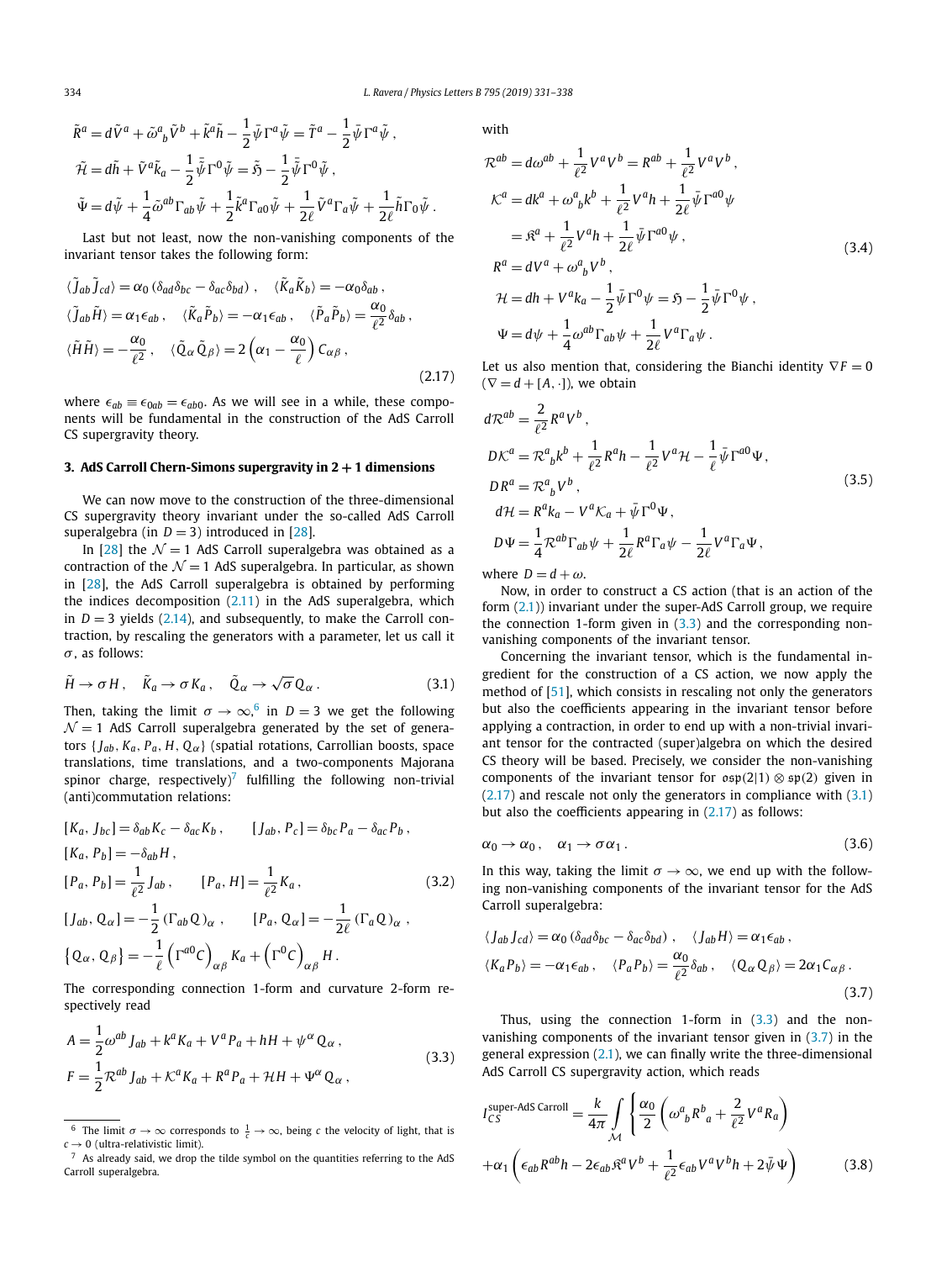$$
\tilde{R}^a = d\tilde{V}^a + \tilde{\omega}^a{}_b \tilde{V}^b + \tilde{k}^a \tilde{h} - \frac{1}{2}\bar{\tilde{\psi}}\Gamma^a \tilde{\psi} = \tilde{T}^a - \frac{1}{2}\bar{\tilde{\psi}}\Gamma^a \tilde{\psi}\,,
$$
$$
\tilde{\mathcal{H}} = d\tilde{h} + \tilde{V}^a \tilde{k}_a - \frac{1}{2}\bar{\tilde{\psi}}\Gamma^0 \tilde{\psi} = \tilde{\mathfrak{H}} - \frac{1}{2}\bar{\tilde{\psi}}\Gamma^0 \tilde{\psi}\,,
$$
$$
\tilde{\Psi} = d\tilde{\psi} + \frac{1}{4}\tilde{\omega}^{ab}\Gamma_{ab}\tilde{\psi} + \frac{1}{2}\tilde{k}^a \Gamma_{a0}\tilde{\psi} + \frac{1}{2\ell}\tilde{V}^a \Gamma_a \tilde{\psi} + \frac{1}{2\ell}\tilde{h}\Gamma_0 \tilde{\psi}\,.
$$

Last but not least, now the non-vanishing components of the invariant tensor takes the following form:

$$
\begin{aligned}
&\langle \tilde{J}_{ab}\tilde{J}_{cd}\rangle = \alpha_0 \left(\delta_{ad}\delta_{bc} - \delta_{ac}\delta_{bd}\right)\,, \quad \langle \tilde{K}_a \tilde{K}_b\rangle = -\alpha_0 \delta_{ab}\,,\\
&\langle \tilde{J}_{ab}\tilde{H}\rangle = \alpha_1 \epsilon_{ab}\,, \quad \langle \tilde{K}_a \tilde{P}_b\rangle = -\alpha_1 \epsilon_{ab}\,, \quad \langle \tilde{P}_a \tilde{P}_b\rangle = \frac{\alpha_0}{\ell^2}\delta_{ab}\,,\\
&\langle \tilde{H}\tilde{H}\rangle = -\frac{\alpha_0}{\ell^2}\,, \quad \langle \tilde{Q}_\alpha \tilde{Q}_\beta\rangle = 2\left(\alpha_1 - \frac{\alpha_0}{\ell}\right) C_{\alpha\beta}\,,
\end{aligned}
\tag{2.17}
$$

where $\epsilon_{ab} \equiv \epsilon_{0ab} = \epsilon_{ab0}$. As we will see in a while, these components will be fundamental in the construction of the AdS Carroll CS supergravity theory.

## 3. AdS Carroll Chern-Simons supergravity in 2 + 1 dimensions

We can now move to the construction of the three-dimensional CS supergravity theory invariant under the so-called AdS Carroll superalgebra (in $D = 3$) introduced in [28].

In [28] the $\mathcal{N} = 1$ AdS Carroll superalgebra was obtained as a contraction of the $\mathcal{N} = 1$ AdS superalgebra. In particular, as shown in [28], the AdS Carroll superalgebra is obtained by performing the indices decomposition (2.11) in the AdS superalgebra, which in $D = 3$ yields (2.14), and subsequently, to make the Carroll contraction, by rescaling the generators with a parameter, let us call it $\sigma$, as follows:

$$
\tilde{H} \to \sigma H\,, \quad \tilde{K}_a \to \sigma K_a\,, \quad \tilde{Q}_\alpha \to \sqrt{\sigma} Q_\alpha\,. \tag{3.1}
$$

Then, taking the limit $\sigma \to \infty$,[6] in $D = 3$ we get the following $\mathcal{N} = 1$ AdS Carroll superalgebra generated by the set of generators $\{J_{ab}, K_a, P_a, H, Q_\alpha\}$ (spatial rotations, Carrollian boosts, space translations, time translations, and a two-components Majorana spinor charge, respectively)[7] fulfilling the following non-trivial (anti)commutation relations:

$$
\begin{aligned}
&[K_a, J_{bc}] = \delta_{ab}K_c - \delta_{ac}K_b\,, \quad [J_{ab}, P_c] = \delta_{bc}P_a - \delta_{ac}P_b\,,\\
&[K_a, P_b] = -\delta_{ab}H\,,\\
&[P_a, P_b] = \frac{1}{\ell^2}J_{ab}\,, \quad [P_a, H] = \frac{1}{\ell^2}K_a\,,\\
&[J_{ab}, Q_\alpha] = -\frac{1}{2}\left(\Gamma_{ab}Q\right)_\alpha\,, \quad [P_a, Q_\alpha] = -\frac{1}{2\ell}\left(\Gamma_a Q\right)_\alpha\,,\\
&\{Q_\alpha, Q_\beta\} = -\frac{1}{\ell}\left(\Gamma^{a0}C\right)_{\alpha\beta}K_a + \left(\Gamma^0 C\right)_{\alpha\beta}H\,.
\end{aligned}
\tag{3.2}
$$

The corresponding connection 1-form and curvature 2-form respectively read

$$
\begin{aligned}
&A = \frac{1}{2}\omega^{ab}J_{ab} + k^a K_a + V^a P_a + hH + \psi^\alpha Q_\alpha\,,\\
&F = \frac{1}{2}\mathcal{R}^{ab}J_{ab} + \mathcal{K}^a K_a + R^a P_a + \mathcal{H}H + \Psi^\alpha Q_\alpha\,,
\end{aligned}
\tag{3.3}
$$

with

$$
\begin{aligned}
&\mathcal{R}^{ab} = d\omega^{ab} + \frac{1}{\ell^2}V^a V^b = R^{ab} + \frac{1}{\ell^2}V^a V^b\,,\\
&\mathcal{K}^a = dk^a + \omega^a{}_b k^b + \frac{1}{\ell^2}V^a h + \frac{1}{2\ell}\bar{\psi}\Gamma^{a0}\psi\\
&\quad = \mathfrak{K}^a + \frac{1}{\ell^2}V^a h + \frac{1}{2\ell}\bar{\psi}\Gamma^{a0}\psi\,,\\
&R^a = dV^a + \omega^a{}_b V^b\,,\\
&\mathcal{H} = dh + V^a k_a - \frac{1}{2}\bar{\psi}\Gamma^0\psi = \mathfrak{H} - \frac{1}{2}\bar{\psi}\Gamma^0\psi\,,\\
&\Psi = d\psi + \frac{1}{4}\omega^{ab}\Gamma_{ab}\psi + \frac{1}{2\ell}V^a \Gamma_a \psi\,.
\end{aligned}
\tag{3.4}
$$

Let us also mention that, considering the Bianchi identity $\nabla F = 0$ ($\nabla = d + [A, \cdot]$), we obtain

$$
\begin{aligned}
&d\mathcal{R}^{ab} = \frac{2}{\ell^2}R^a V^b\,,\\
&D\mathcal{K}^a = \mathcal{R}^a{}_b k^b + \frac{1}{\ell^2}R^a h - \frac{1}{\ell^2}V^a \mathcal{H} - \frac{1}{\ell}\bar{\psi}\Gamma^{a0}\Psi\,,\\
&DR^a = \mathcal{R}^a{}_b V^b\,,\\
&d\mathcal{H} = R^a k_a - V^a \mathcal{K}_a + \bar{\psi}\Gamma^0\Psi\,,\\
&D\Psi = \frac{1}{4}\mathcal{R}^{ab}\Gamma_{ab}\psi + \frac{1}{2\ell}R^a \Gamma_a \psi - \frac{1}{2\ell}V^a \Gamma_a \Psi\,,
\end{aligned}
\tag{3.5}
$$

where $D = d + \omega$.

Now, in order to construct a CS action (that is an action of the form (2.1)) invariant under the super-AdS Carroll group, we require the connection 1-form given in (3.3) and the corresponding non-vanishing components of the invariant tensor.

Concerning the invariant tensor, which is the fundamental ingredient for the construction of a CS action, we now apply the method of [51], which consists in rescaling not only the generators but also the coefficients appearing in the invariant tensor before applying a contraction, in order to end up with a non-trivial invariant tensor for the contracted (super)algebra on which the desired CS theory will be based. Precisely, we consider the non-vanishing components of the invariant tensor for $\mathfrak{osp}(2|1) \otimes \mathfrak{sp}(2)$ given in (2.17) and rescale not only the generators in compliance with (3.1) but also the coefficients appearing in (2.17) as follows:

$$
\alpha_0 \to \alpha_0\,, \quad \alpha_1 \to \sigma \alpha_1\,. \tag{3.6}
$$

In this way, taking the limit $\sigma \to \infty$, we end up with the following non-vanishing components of the invariant tensor for the AdS Carroll superalgebra:

$$
\begin{aligned}
&\langle J_{ab}J_{cd}\rangle = \alpha_0\left(\delta_{ad}\delta_{bc} - \delta_{ac}\delta_{bd}\right)\,, \quad \langle J_{ab}H\rangle = \alpha_1 \epsilon_{ab}\,,\\
&\langle K_a P_b\rangle = -\alpha_1 \epsilon_{ab}\,, \quad \langle P_a P_b\rangle = \frac{\alpha_0}{\ell^2}\delta_{ab}\,, \quad \langle Q_\alpha Q_\beta\rangle = 2\alpha_1 C_{\alpha\beta}\,.
\end{aligned}
\tag{3.7}
$$

Thus, using the connection 1-form in (3.3) and the non-vanishing components of the invariant tensor given in (3.7) in the general expression (2.1), we can finally write the three-dimensional AdS Carroll CS supergravity action, which reads

$$
\begin{aligned}
I_{CS}^{\text{super-AdS Carroll}} = \frac{k}{4\pi}\int_{\mathcal{M}} \Bigg\{ &\frac{\alpha_0}{2}\left(\omega^a{}_b R^b{}_a + \frac{2}{\ell^2}V^a R_a\right)\\
+ &\alpha_1\left(\epsilon_{ab}R^{ab}h - 2\epsilon_{ab}\mathfrak{K}^a V^b + \frac{1}{\ell^2}\epsilon_{ab}V^a V^b h + 2\bar{\psi}\Psi\right)
\end{aligned}
\tag{3.8}
$$

[6] The limit $\sigma \to \infty$ corresponds to $\frac{1}{c} \to \infty$, being $c$ the velocity of light, that is $c \to 0$ (ultra-relativistic limit).

[7] As already said, we drop the tilde symbol on the quantities referring to the AdS Carroll superalgebra.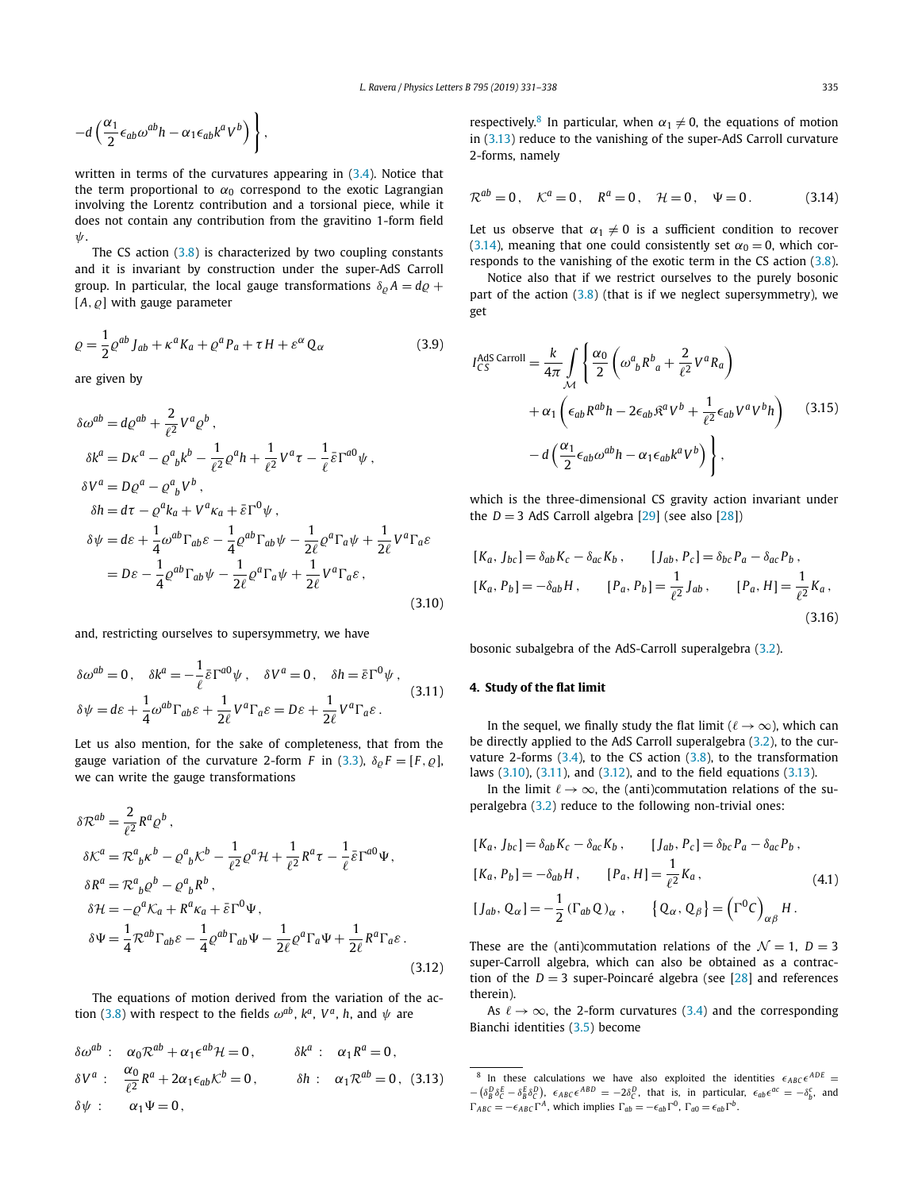$$
-d\left(\frac{\alpha_1}{2}\epsilon_{ab}\omega^{ab}h - \alpha_1\epsilon_{ab}k^a V^b\right)\Bigg\},
$$

written in terms of the curvatures appearing in (3.4). Notice that the term proportional to $\alpha_0$ correspond to the exotic Lagrangian involving the Lorentz contribution and a torsional piece, while it does not contain any contribution from the gravitino 1-form field $\psi$.

The CS action (3.8) is characterized by two coupling constants and it is invariant by construction under the super-AdS Carroll group. In particular, the local gauge transformations $\delta_\varrho A = d\varrho + [A, \varrho]$ with gauge parameter

$$
\varrho = \frac{1}{2}\varrho^{ab}J_{ab} + \kappa^a K_a + \varrho^a P_a + \tau H + \varepsilon^\alpha Q_\alpha \tag{3.9}
$$

are given by

$$
\begin{aligned}
\delta\omega^{ab} &= d\varrho^{ab} + \frac{2}{\ell^2}V^a\varrho^b\,,\\
\delta k^a &= D\kappa^a - \varrho^a{}_b k^b - \frac{1}{\ell^2}\varrho^a h + \frac{1}{\ell^2}V^a\tau - \frac{1}{\ell}\bar{\varepsilon}\Gamma^{a0}\psi\,,\\
\delta V^a &= D\varrho^a - \varrho^a{}_b V^b\,,\\
\delta h &= d\tau - \varrho^a k_a + V^a\kappa_a + \bar{\varepsilon}\Gamma^0\psi\,,\\
\delta\psi &= d\varepsilon + \frac{1}{4}\omega^{ab}\Gamma_{ab}\varepsilon - \frac{1}{4}\varrho^{ab}\Gamma_{ab}\psi - \frac{1}{2\ell}\varrho^a\Gamma_a\psi + \frac{1}{2\ell}V^a\Gamma_a\varepsilon\\
&= D\varepsilon - \frac{1}{4}\varrho^{ab}\Gamma_{ab}\psi - \frac{1}{2\ell}\varrho^a\Gamma_a\psi + \frac{1}{2\ell}V^a\Gamma_a\varepsilon\,,
\end{aligned}
\tag{3.10}
$$

and, restricting ourselves to supersymmetry, we have

$$
\begin{aligned}
&\delta\omega^{ab} = 0\,,\quad \delta k^a = -\frac{1}{\ell}\bar{\varepsilon}\Gamma^{a0}\psi\,,\quad \delta V^a = 0\,,\quad \delta h = \bar{\varepsilon}\Gamma^0\psi\,,\\
&\delta\psi = d\varepsilon + \frac{1}{4}\omega^{ab}\Gamma_{ab}\varepsilon + \frac{1}{2\ell}V^a\Gamma_a\varepsilon = D\varepsilon + \frac{1}{2\ell}V^a\Gamma_a\varepsilon\,.
\end{aligned}
\tag{3.11}
$$

Let us also mention, for the sake of completeness, that from the gauge variation of the curvature 2-form $F$ in (3.3), $\delta_\varrho F = [F, \varrho]$, we can write the gauge transformations

$$
\begin{aligned}
\delta\mathcal{R}^{ab} &= \frac{2}{\ell^2}R^a\varrho^b\,,\\
\delta\mathcal{K}^a &= \mathcal{R}^a{}_b\kappa^b - \varrho^a{}_b\mathcal{K}^b - \frac{1}{\ell^2}\varrho^a\mathcal{H} + \frac{1}{\ell^2}R^a\tau - \frac{1}{\ell}\bar{\varepsilon}\Gamma^{a0}\Psi\,,\\
\delta R^a &= \mathcal{R}^a{}_b\varrho^b - \varrho^a{}_b R^b\,,\\
\delta\mathcal{H} &= -\varrho^a\mathcal{K}_a + R^a\kappa_a + \bar{\varepsilon}\Gamma^0\Psi\,,\\
\delta\Psi &= \frac{1}{4}\mathcal{R}^{ab}\Gamma_{ab}\varepsilon - \frac{1}{4}\varrho^{ab}\Gamma_{ab}\Psi - \frac{1}{2\ell}\varrho^a\Gamma_a\Psi + \frac{1}{2\ell}R^a\Gamma_a\varepsilon\,.
\end{aligned}
\tag{3.12}
$$

The equations of motion derived from the variation of the action (3.8) with respect to the fields $\omega^{ab}$, $k^a$, $V^a$, $h$, and $\psi$ are

$$
\begin{aligned}
&\delta\omega^{ab}: \quad \alpha_0\mathcal{R}^{ab} + \alpha_1\epsilon^{ab}\mathcal{H} = 0\,, \qquad \delta k^a: \quad \alpha_1 R^a = 0\,,\\
&\delta V^a: \quad \frac{\alpha_0}{\ell^2}R^a + 2\alpha_1\epsilon_{ab}\mathcal{K}^b = 0\,, \qquad \delta h: \quad \alpha_1\mathcal{R}^{ab} = 0\,,\\
&\delta\psi: \quad \alpha_1\Psi = 0\,,
\end{aligned}
\tag{3.13}
$$

respectively.[8] In particular, when $\alpha_1 \neq 0$, the equations of motion in (3.13) reduce to the vanishing of the super-AdS Carroll curvature 2-forms, namely

$$
\mathcal{R}^{ab} = 0\,,\quad \mathcal{K}^a = 0\,,\quad R^a = 0\,,\quad \mathcal{H} = 0\,,\quad \Psi = 0\,. \tag{3.14}
$$

Let us observe that $\alpha_1 \neq 0$ is a sufficient condition to recover (3.14), meaning that one could consistently set $\alpha_0 = 0$, which corresponds to the vanishing of the exotic term in the CS action (3.8).

Notice also that if we restrict ourselves to the purely bosonic part of the action (3.8) (that is if we neglect supersymmetry), we get

$$
\begin{aligned}
I_{CS}^{\text{AdS Carroll}} = \frac{k}{4\pi}\int_{\mathcal{M}}\Bigg\{&\frac{\alpha_0}{2}\left(\omega^a{}_b R^b{}_a + \frac{2}{\ell^2}V^a R_a\right)\\
&+ \alpha_1\left(\epsilon_{ab}R^{ab}h - 2\epsilon_{ab}\mathfrak{K}^a V^b + \frac{1}{\ell^2}\epsilon_{ab}V^a V^b h\right)\\
&- d\left(\frac{\alpha_1}{2}\epsilon_{ab}\omega^{ab}h - \alpha_1\epsilon_{ab}k^a V^b\right)\Bigg\}\,,
\end{aligned}
\tag{3.15}
$$

which is the three-dimensional CS gravity action invariant under the $D = 3$ AdS Carroll algebra [29] (see also [28])

$$
\begin{aligned}
&[K_a, J_{bc}] = \delta_{ab}K_c - \delta_{ac}K_b\,, \qquad [J_{ab}, P_c] = \delta_{bc}P_a - \delta_{ac}P_b\,,\\
&[K_a, P_b] = -\delta_{ab}H\,, \qquad [P_a, P_b] = \frac{1}{\ell^2}J_{ab}\,, \qquad [P_a, H] = \frac{1}{\ell^2}K_a\,,
\end{aligned}
\tag{3.16}
$$

bosonic subalgebra of the AdS-Carroll superalgebra (3.2).

## 4. Study of the flat limit

In the sequel, we finally study the flat limit ($\ell \to \infty$), which can be directly applied to the AdS Carroll superalgebra (3.2), to the curvature 2-forms (3.4), to the CS action (3.8), to the transformation laws (3.10), (3.11), and (3.12), and to the field equations (3.13).

In the limit $\ell \to \infty$, the (anti)commutation relations of the superalgebra (3.2) reduce to the following non-trivial ones:

$$
\begin{aligned}
&[K_a, J_{bc}] = \delta_{ab}K_c - \delta_{ac}K_b\,, \qquad [J_{ab}, P_c] = \delta_{bc}P_a - \delta_{ac}P_b\,,\\
&[K_a, P_b] = -\delta_{ab}H\,, \qquad [P_a, H] = \frac{1}{\ell^2}K_a\,,\\
&[J_{ab}, Q_\alpha] = -\frac{1}{2}(\Gamma_{ab}Q)_\alpha\,, \qquad \{Q_\alpha, Q_\beta\} = \left(\Gamma^0 C\right)_{\alpha\beta}H\,.
\end{aligned}
\tag{4.1}
$$

These are the (anti)commutation relations of the $\mathcal{N} = 1$, $D = 3$ super-Carroll algebra, which can also be obtained as a contraction of the $D = 3$ super-Poincaré algebra (see [28] and references therein).

As $\ell \to \infty$, the 2-form curvatures (3.4) and the corresponding Bianchi identities (3.5) become

---

[8] In these calculations we have also exploited the identities $\epsilon_{ABC}\epsilon^{ADE} = -(\delta^D_B\delta^E_C - \delta^E_B\delta^D_C)$, $\epsilon_{ABC}\epsilon^{ABD} = -2\delta^D_C$, that is, in particular, $\epsilon_{ab}\epsilon^{ac} = -\delta^c_b$, and $\Gamma_{ABC} = -\epsilon_{ABC}\Gamma^A$, which implies $\Gamma_{ab} = -\epsilon_{ab}\Gamma^0$, $\Gamma_{a0} = \epsilon_{ab}\Gamma^b$.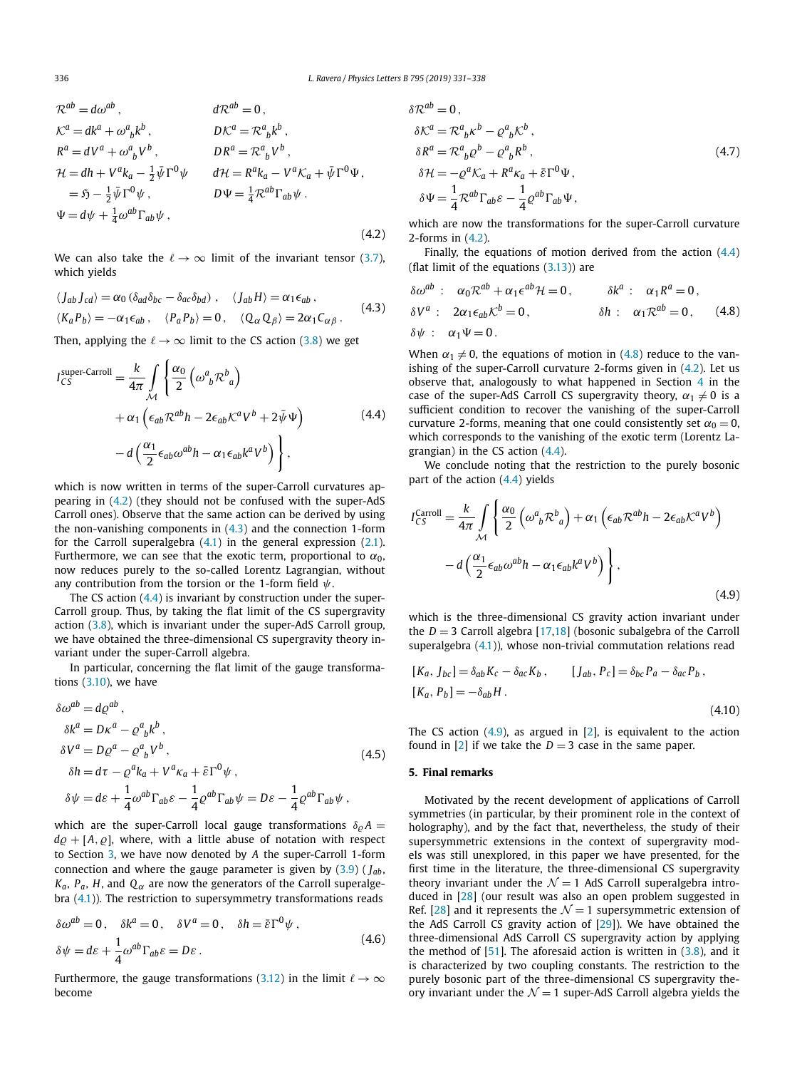$$
\begin{aligned}
&\mathcal{R}^{ab} = d\omega^{ab}\,, && d\mathcal{R}^{ab} = 0\,,\\
&\mathcal{K}^{a} = dk^{a} + \omega^{a}{}_{b}k^{b}\,, && D\mathcal{K}^{a} = \mathcal{R}^{a}{}_{b}k^{b}\,,\\
&R^{a} = dV^{a} + \omega^{a}{}_{b}V^{b}\,, && DR^{a} = \mathcal{R}^{a}{}_{b}V^{b}\,,\\
&\mathcal{H} = dh + V^{a}k_{a} - \tfrac{1}{2}\bar{\psi}\Gamma^{0}\psi && d\mathcal{H} = R^{a}k_{a} - V^{a}\mathcal{K}_{a} + \bar{\psi}\Gamma^{0}\Psi\,,\\
&\quad = \mathfrak{H} - \tfrac{1}{2}\bar{\psi}\Gamma^{0}\psi\,, && D\Psi = \tfrac{1}{4}\mathcal{R}^{ab}\Gamma_{ab}\psi\,.\\
&\Psi = d\psi + \tfrac{1}{4}\omega^{ab}\Gamma_{ab}\psi\,,
\end{aligned}
\tag{4.2}
$$

We can also take the $\ell \to \infty$ limit of the invariant tensor (3.7), which yields

$$
\begin{aligned}
&\langle J_{ab} J_{cd}\rangle = \alpha_0\left(\delta_{ad}\delta_{bc} - \delta_{ac}\delta_{bd}\right)\,, && \langle J_{ab} H\rangle = \alpha_1 \epsilon_{ab}\,,\\
&\langle K_a P_b\rangle = -\alpha_1 \epsilon_{ab}\,, && \langle P_a P_b\rangle = 0\,, \quad \langle Q_\alpha Q_\beta\rangle = 2\alpha_1 C_{\alpha\beta}\,.
\end{aligned}
\tag{4.3}
$$

Then, applying the $\ell \to \infty$ limit to the CS action (3.8) we get

$$
\begin{aligned}
I_{CS}^{\text{super-Carroll}} = \frac{k}{4\pi}\int_{\mathcal{M}} \Bigg\{ &\frac{\alpha_0}{2}\left(\omega^{a}{}_{b}\mathcal{R}^{b}{}_{a}\right)\\
&+ \alpha_1\left(\epsilon_{ab}\mathcal{R}^{ab}h - 2\epsilon_{ab}\mathcal{K}^{a}V^{b} + 2\bar{\psi}\Psi\right)\\
&- d\left(\frac{\alpha_1}{2}\epsilon_{ab}\omega^{ab}h - \alpha_1\epsilon_{ab}k^{a}V^{b}\right)\Bigg\}\,,
\end{aligned}
\tag{4.4}
$$

which is now written in terms of the super-Carroll curvatures appearing in (4.2) (they should not be confused with the super-AdS Carroll ones). Observe that the same action can be derived by using the non-vanishing components in (4.3) and the connection 1-form for the Carroll superalgebra (4.1) in the general expression (2.1). Furthermore, we can see that the exotic term, proportional to $\alpha_0$, now reduces purely to the so-called Lorentz Lagrangian, without any contribution from the torsion or the 1-form field $\psi$.

The CS action (4.4) is invariant by construction under the super-Carroll group. Thus, by taking the flat limit of the CS supergravity action (3.8), which is invariant under the super-AdS Carroll group, we have obtained the three-dimensional CS supergravity theory invariant under the super-Carroll algebra.

In particular, concerning the flat limit of the gauge transformations (3.10), we have

$$
\begin{aligned}
&\delta\omega^{ab} = d\varrho^{ab}\,,\\
&\delta k^{a} = D\kappa^{a} - \varrho^{a}{}_{b}k^{b}\,,\\
&\delta V^{a} = D\varrho^{a} - \varrho^{a}{}_{b}V^{b}\,,\\
&\delta h = d\tau - \varrho^{a}k_{a} + V^{a}\kappa_{a} + \bar{\varepsilon}\Gamma^{0}\psi\,,\\
&\delta\psi = d\varepsilon + \frac{1}{4}\omega^{ab}\Gamma_{ab}\varepsilon - \frac{1}{4}\varrho^{ab}\Gamma_{ab}\psi = D\varepsilon - \frac{1}{4}\varrho^{ab}\Gamma_{ab}\psi\,,
\end{aligned}
\tag{4.5}
$$

which are the super-Carroll local gauge transformations $\delta_\varrho A = d\varrho + [A,\varrho]$, where, with a little abuse of notation with respect to Section 3, we have now denoted by $A$ the super-Carroll 1-form connection and where the gauge parameter is given by (3.9) ($J_{ab}$, $K_a$, $P_a$, $H$, and $Q_\alpha$ are now the generators of the Carroll superalgebra (4.1)). The restriction to supersymmetry transformations reads

$$
\begin{aligned}
&\delta\omega^{ab} = 0\,, \quad \delta k^{a} = 0\,, \quad \delta V^{a} = 0\,, \quad \delta h = \bar{\varepsilon}\Gamma^{0}\psi\,,\\
&\delta\psi = d\varepsilon + \frac{1}{4}\omega^{ab}\Gamma_{ab}\varepsilon = D\varepsilon\,.
\end{aligned}
\tag{4.6}
$$

Furthermore, the gauge transformations (3.12) in the limit $\ell \to \infty$ become

$$
\begin{aligned}
&\delta\mathcal{R}^{ab} = 0\,,\\
&\delta\mathcal{K}^{a} = \mathcal{R}^{a}{}_{b}\kappa^{b} - \varrho^{a}{}_{b}\mathcal{K}^{b}\,,\\
&\delta R^{a} = \mathcal{R}^{a}{}_{b}\varrho^{b} - \varrho^{a}{}_{b}R^{b}\,,\\
&\delta\mathcal{H} = -\varrho^{a}\mathcal{K}_{a} + R^{a}\kappa_{a} + \bar{\varepsilon}\Gamma^{0}\Psi\,,\\
&\delta\Psi = \frac{1}{4}\mathcal{R}^{ab}\Gamma_{ab}\varepsilon - \frac{1}{4}\varrho^{ab}\Gamma_{ab}\Psi\,,
\end{aligned}
\tag{4.7}
$$

which are now the transformations for the super-Carroll curvature 2-forms in (4.2).

Finally, the equations of motion derived from the action (4.4) (flat limit of the equations (3.13)) are

$$
\begin{aligned}
&\delta\omega^{ab}: \quad \alpha_0\mathcal{R}^{ab} + \alpha_1\epsilon^{ab}\mathcal{H} = 0\,, && \delta k^{a}: \quad \alpha_1 R^{a} = 0\,,\\
&\delta V^{a}: \quad 2\alpha_1\epsilon_{ab}\mathcal{K}^{b} = 0\,, && \delta h: \quad \alpha_1\mathcal{R}^{ab} = 0\,,\\
&\delta\psi: \quad \alpha_1\Psi = 0\,.
\end{aligned}
\tag{4.8}
$$

When $\alpha_1 \neq 0$, the equations of motion in (4.8) reduce to the vanishing of the super-Carroll curvature 2-forms given in (4.2). Let us observe that, analogously to what happened in Section 4 in the case of the super-AdS Carroll CS supergravity theory, $\alpha_1 \neq 0$ is a sufficient condition to recover the vanishing of the super-Carroll curvature 2-forms, meaning that one could consistently set $\alpha_0 = 0$, which corresponds to the vanishing of the exotic term (Lorentz Lagrangian) in the CS action (4.4).

We conclude noting that the restriction to the purely bosonic part of the action (4.4) yields

$$
\begin{aligned}
I_{CS}^{\text{Carroll}} = \frac{k}{4\pi}\int_{\mathcal{M}} \Bigg\{ &\frac{\alpha_0}{2}\left(\omega^{a}{}_{b}\mathcal{R}^{b}{}_{a}\right) + \alpha_1\left(\epsilon_{ab}\mathcal{R}^{ab}h - 2\epsilon_{ab}\mathcal{K}^{a}V^{b}\right)\\
&- d\left(\frac{\alpha_1}{2}\epsilon_{ab}\omega^{ab}h - \alpha_1\epsilon_{ab}k^{a}V^{b}\right)\Bigg\}\,,
\end{aligned}
\tag{4.9}
$$

which is the three-dimensional CS gravity action invariant under the $D = 3$ Carroll algebra [17,18] (bosonic subalgebra of the Carroll superalgebra (4.1)), whose non-trivial commutation relations read

$$
\begin{aligned}
&[K_a, J_{bc}] = \delta_{ab}K_c - \delta_{ac}K_b\,, \qquad [J_{ab}, P_c] = \delta_{bc}P_a - \delta_{ac}P_b\,,\\
&[K_a, P_b] = -\delta_{ab}H\,.
\end{aligned}
\tag{4.10}
$$

The CS action (4.9), as argued in [2], is equivalent to the action found in [2] if we take the $D = 3$ case in the same paper.

## 5. Final remarks

Motivated by the recent development of applications of Carroll symmetries (in particular, by their prominent role in the context of holography), and by the fact that, nevertheless, the study of their supersymmetric extensions in the context of supergravity models was still unexplored, in this paper we have presented, for the first time in the literature, the three-dimensional CS supergravity theory invariant under the $\mathcal{N} = 1$ AdS Carroll superalgebra introduced in [28] (our result was also an open problem suggested in Ref. [28] and it represents the $\mathcal{N} = 1$ supersymmetric extension of the AdS Carroll CS gravity action of [29]). We have obtained the three-dimensional AdS Carroll supersymmetric action by applying the method of [51]. The aforesaid action is written in (3.8), and it is characterized by two coupling constants. The restriction to the purely bosonic part of the three-dimensional CS supergravity theory invariant under the $\mathcal{N} = 1$ super-AdS Carroll algebra yields the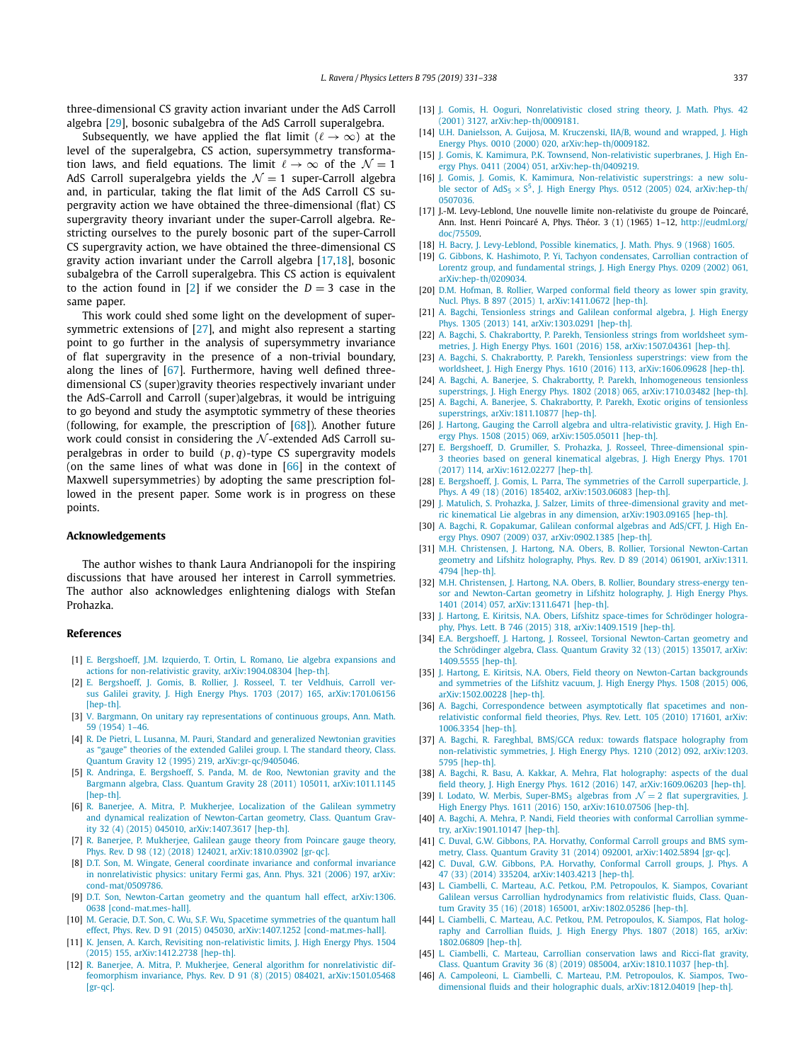three-dimensional CS gravity action invariant under the AdS Carroll algebra [29], bosonic subalgebra of the AdS Carroll superalgebra.

Subsequently, we have applied the flat limit ($\ell \to \infty$) at the level of the superalgebra, CS action, supersymmetry transformation laws, and field equations. The limit $\ell \to \infty$ of the $\mathcal{N}=1$ AdS Carroll superalgebra yields the $\mathcal{N}=1$ super-Carroll algebra and, in particular, taking the flat limit of the AdS Carroll CS supergravity action we have obtained the three-dimensional (flat) CS supergravity theory invariant under the super-Carroll algebra. Restricting ourselves to the purely bosonic part of the super-Carroll CS supergravity action, we have obtained the three-dimensional CS gravity action invariant under the Carroll algebra [17,18], bosonic subalgebra of the Carroll superalgebra. This CS action is equivalent to the action found in [2] if we consider the $D=3$ case in the same paper.

This work could shed some light on the development of supersymmetric extensions of [27], and might also represent a starting point to go further in the analysis of supersymmetry invariance of flat supergravity in the presence of a non-trivial boundary, along the lines of [67]. Furthermore, having well defined three-dimensional CS (super)gravity theories respectively invariant under the AdS-Carroll and Carroll (super)algebras, it would be intriguing to go beyond and study the asymptotic symmetry of these theories (following, for example, the prescription of [68]). Another future work could consist in considering the $\mathcal{N}$-extended AdS Carroll superalgebras in order to build $(p,q)$-type CS supergravity models (on the same lines of what was done in [66] in the context of Maxwell supersymmetries) by adopting the same prescription followed in the present paper. Some work is in progress on these points.

## Acknowledgements

The author wishes to thank Laura Andrianopoli for the inspiring discussions that have aroused her interest in Carroll symmetries. The author also acknowledges enlightening dialogs with Stefan Prohazka.

## References

[1] E. Bergshoeff, J.M. Izquierdo, T. Ortin, L. Romano, Lie algebra expansions and actions for non-relativistic gravity, arXiv:1904.08304 [hep-th].

[2] E. Bergshoeff, J. Gomis, B. Rollier, J. Rosseel, T. ter Veldhuis, Carroll versus Galilei gravity, J. High Energy Phys. 1703 (2017) 165, arXiv:1701.06156 [hep-th].

[3] V. Bargmann, On unitary ray representations of continuous groups, Ann. Math. 59 (1954) 1–46.

[4] R. De Pietri, L. Lusanna, M. Pauri, Standard and generalized Newtonian gravities as "gauge" theories of the extended Galilei group. I. The standard theory, Class. Quantum Gravity 12 (1995) 219, arXiv:gr-qc/9405046.

[5] R. Andringa, E. Bergshoeff, S. Panda, M. de Roo, Newtonian gravity and the Bargmann algebra, Class. Quantum Gravity 28 (2011) 105011, arXiv:1011.1145 [hep-th].

[6] R. Banerjee, A. Mitra, P. Mukherjee, Localization of the Galilean symmetry and dynamical realization of Newton-Cartan geometry, Class. Quantum Gravity 32 (4) (2015) 045010, arXiv:1407.3617 [hep-th].

[7] R. Banerjee, P. Mukherjee, Galilean gauge theory from Poincare gauge theory, Phys. Rev. D 98 (12) (2018) 124021, arXiv:1810.03902 [gr-qc].

[8] D.T. Son, M. Wingate, General coordinate invariance and conformal invariance in nonrelativistic physics: unitary Fermi gas, Ann. Phys. 321 (2006) 197, arXiv:cond-mat/0509786.

[9] D.T. Son, Newton-Cartan geometry and the quantum hall effect, arXiv:1306.0638 [cond-mat.mes-hall].

[10] M. Geracie, D.T. Son, C. Wu, S.F. Wu, Spacetime symmetries of the quantum hall effect, Phys. Rev. D 91 (2015) 045030, arXiv:1407.1252 [cond-mat.mes-hall].

[11] K. Jensen, A. Karch, Revisiting non-relativistic limits, J. High Energy Phys. 1504 (2015) 155, arXiv:1412.2738 [hep-th].

[12] R. Banerjee, A. Mitra, P. Mukherjee, General algorithm for nonrelativistic diffeomorphism invariance, Phys. Rev. D 91 (8) (2015) 084021, arXiv:1501.05468 [gr-qc].

[13] J. Gomis, H. Ooguri, Nonrelativistic closed string theory, J. Math. Phys. 42 (2001) 3127, arXiv:hep-th/0009181.

[14] U.H. Danielsson, A. Guijosa, M. Kruczenski, IIA/B, wound and wrapped, J. High Energy Phys. 0010 (2000) 020, arXiv:hep-th/0009182.

[15] J. Gomis, K. Kamimura, P.K. Townsend, Non-relativistic superbranes, J. High Energy Phys. 0411 (2004) 051, arXiv:hep-th/0409219.

[16] J. Gomis, J. Gomis, K. Kamimura, Non-relativistic superstrings: a new soluble sector of $AdS_5 \times S^5$, J. High Energy Phys. 0512 (2005) 024, arXiv:hep-th/0507036.

[17] J.-M. Levy-Leblond, Une nouvelle limite non-relativiste du groupe de Poincaré, Ann. Inst. Henri Poincaré A, Phys. Théor. 3 (1) (1965) 1–12, http://eudml.org/doc/75509.

[18] H. Bacry, J. Levy-Leblond, Possible kinematics, J. Math. Phys. 9 (1968) 1605.

[19] G. Gibbons, K. Hashimoto, P. Yi, Tachyon condensates, Carrollian contraction of Lorentz group, and fundamental strings, J. High Energy Phys. 0209 (2002) 061, arXiv:hep-th/0209034.

[20] D.M. Hofman, B. Rollier, Warped conformal field theory as lower spin gravity, Nucl. Phys. B 897 (2015) 1, arXiv:1411.0672 [hep-th].

[21] A. Bagchi, Tensionless strings and Galilean conformal algebra, J. High Energy Phys. 1305 (2013) 141, arXiv:1303.0291 [hep-th].

[22] A. Bagchi, S. Chakrabortty, P. Parekh, Tensionless strings from worldsheet symmetries, J. High Energy Phys. 1601 (2016) 158, arXiv:1507.04361 [hep-th].

[23] A. Bagchi, S. Chakrabortty, P. Parekh, Tensionless superstrings: view from the worldsheet, J. High Energy Phys. 1610 (2016) 113, arXiv:1606.09628 [hep-th].

[24] A. Bagchi, A. Banerjee, S. Chakrabortty, P. Parekh, Inhomogeneous tensionless superstrings, J. High Energy Phys. 1802 (2018) 065, arXiv:1710.03482 [hep-th].

[25] A. Bagchi, A. Banerjee, S. Chakrabortty, P. Parekh, Exotic origins of tensionless superstrings, arXiv:1811.10877 [hep-th].

[26] J. Hartong, Gauging the Carroll algebra and ultra-relativistic gravity, J. High Energy Phys. 1508 (2015) 069, arXiv:1505.05011 [hep-th].

[27] E. Bergshoeff, D. Grumiller, S. Prohazka, J. Rosseel, Three-dimensional spin-3 theories based on general kinematical algebras, J. High Energy Phys. 1701 (2017) 114, arXiv:1612.02277 [hep-th].

[28] E. Bergshoeff, J. Gomis, L. Parra, The symmetries of the Carroll superparticle, J. Phys. A 49 (18) (2016) 185402, arXiv:1503.06083 [hep-th].

[29] J. Matulich, S. Prohazka, J. Salzer, Limits of three-dimensional gravity and metric kinematical Lie algebras in any dimension, arXiv:1903.09165 [hep-th].

[30] A. Bagchi, R. Gopakumar, Galilean conformal algebras and AdS/CFT, J. High Energy Phys. 0907 (2009) 037, arXiv:0902.1385 [hep-th].

[31] M.H. Christensen, J. Hartong, N.A. Obers, B. Rollier, Torsional Newton-Cartan geometry and Lifshitz holography, Phys. Rev. D 89 (2014) 061901, arXiv:1311.4794 [hep-th].

[32] M.H. Christensen, J. Hartong, N.A. Obers, B. Rollier, Boundary stress-energy tensor and Newton-Cartan geometry in Lifshitz holography, J. High Energy Phys. 1401 (2014) 057, arXiv:1311.6471 [hep-th].

[33] J. Hartong, E. Kiritsis, N.A. Obers, Lifshitz space-times for Schrödinger holography, Phys. Lett. B 746 (2015) 318, arXiv:1409.1519 [hep-th].

[34] E.A. Bergshoeff, J. Hartong, J. Rosseel, Torsional Newton-Cartan geometry and the Schrödinger algebra, Class. Quantum Gravity 32 (13) (2015) 135017, arXiv:1409.5555 [hep-th].

[35] J. Hartong, E. Kiritsis, N.A. Obers, Field theory on Newton-Cartan backgrounds and symmetries of the Lifshitz vacuum, J. High Energy Phys. 1508 (2015) 006, arXiv:1502.00228 [hep-th].

[36] A. Bagchi, Correspondence between asymptotically flat spacetimes and nonrelativistic conformal field theories, Phys. Rev. Lett. 105 (2010) 171601, arXiv:1006.3354 [hep-th].

[37] A. Bagchi, R. Fareghbal, BMS/GCA redux: towards flatspace holography from non-relativistic symmetries, J. High Energy Phys. 1210 (2012) 092, arXiv:1203.5795 [hep-th].

[38] A. Bagchi, R. Basu, A. Kakkar, A. Mehra, Flat holography: aspects of the dual field theory, J. High Energy Phys. 1612 (2016) 147, arXiv:1609.06203 [hep-th].

[39] I. Lodato, W. Merbis, Super-$BMS_3$ algebras from $\mathcal{N}=2$ flat supergravities, J. High Energy Phys. 1611 (2016) 150, arXiv:1610.07506 [hep-th].

[40] A. Bagchi, A. Mehra, P. Nandi, Field theories with conformal Carrollian symmetry, arXiv:1901.10147 [hep-th].

[41] C. Duval, G.W. Gibbons, P.A. Horvathy, Conformal Carroll groups and BMS symmetry, Class. Quantum Gravity 31 (2014) 092001, arXiv:1402.5894 [gr-qc].

[42] C. Duval, G.W. Gibbons, P.A. Horvathy, Conformal Carroll groups, J. Phys. A 47 (33) (2014) 335204, arXiv:1403.4213 [hep-th].

[43] L. Ciambelli, C. Marteau, A.C. Petkou, P.M. Petropoulos, K. Siampos, Covariant Galilean versus Carrollian hydrodynamics from relativistic fluids, Class. Quantum Gravity 35 (16) (2018) 165001, arXiv:1802.05286 [hep-th].

[44] L. Ciambelli, C. Marteau, A.C. Petkou, P.M. Petropoulos, K. Siampos, Flat holography and Carrollian fluids, J. High Energy Phys. 1807 (2018) 165, arXiv:1802.06809 [hep-th].

[45] L. Ciambelli, C. Marteau, Carrollian conservation laws and Ricci-flat gravity, Class. Quantum Gravity 36 (8) (2019) 085004, arXiv:1810.11037 [hep-th].

[46] A. Campoleoni, L. Ciambelli, C. Marteau, P.M. Petropoulos, K. Siampos, Two-dimensional fluids and their holographic duals, arXiv:1812.04019 [hep-th].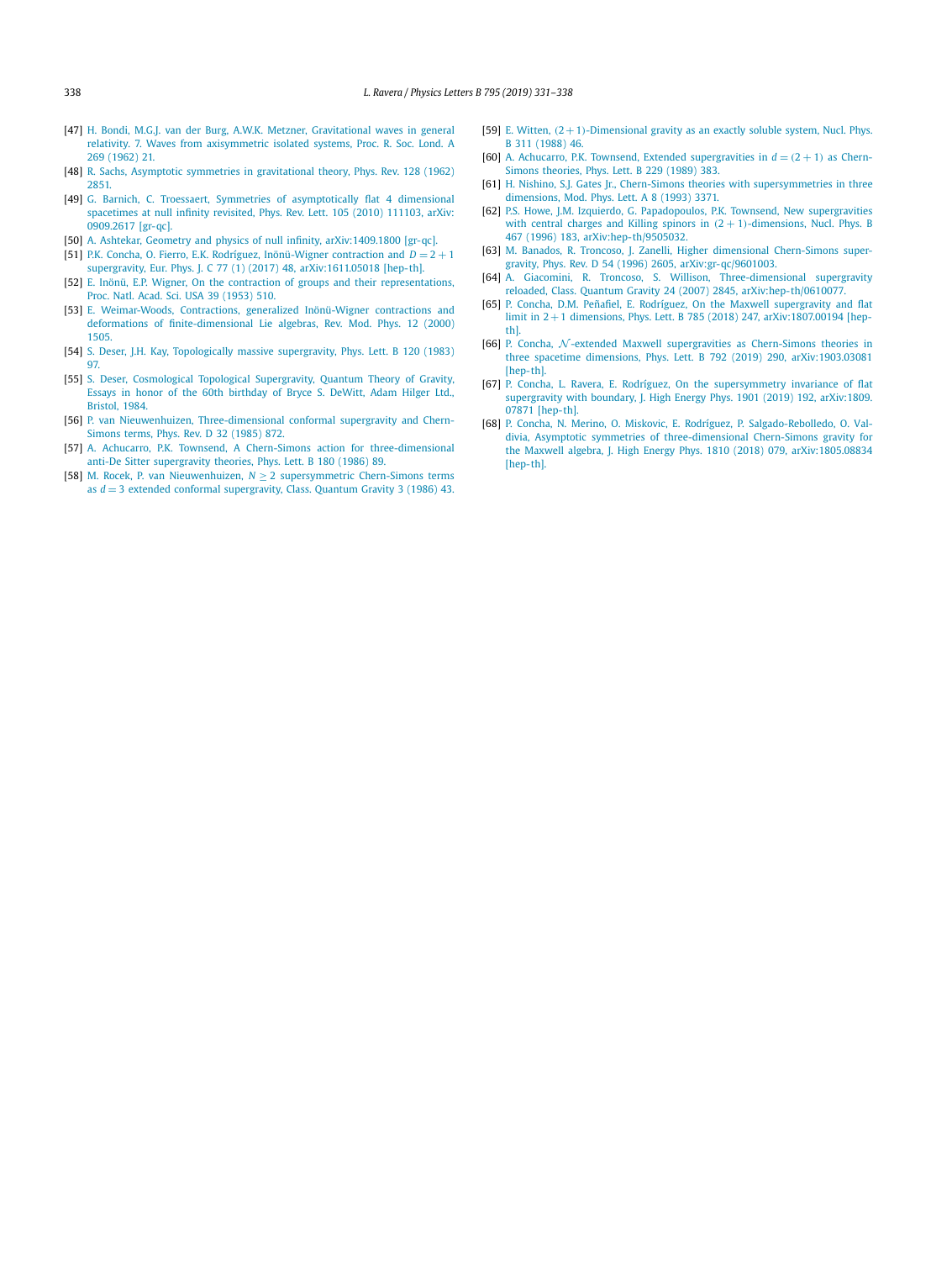[47] H. Bondi, M.G.J. van der Burg, A.W.K. Metzner, Gravitational waves in general relativity. 7. Waves from axisymmetric isolated systems, Proc. R. Soc. Lond. A 269 (1962) 21.

[48] R. Sachs, Asymptotic symmetries in gravitational theory, Phys. Rev. 128 (1962) 2851.

[49] G. Barnich, C. Troessaert, Symmetries of asymptotically flat 4 dimensional spacetimes at null infinity revisited, Phys. Rev. Lett. 105 (2010) 111103, arXiv: 0909.2617 [gr-qc].

[50] A. Ashtekar, Geometry and physics of null infinity, arXiv:1409.1800 [gr-qc].

[51] P.K. Concha, O. Fierro, E.K. Rodríguez, Inönü-Wigner contraction and $D = 2 + 1$ supergravity, Eur. Phys. J. C 77 (1) (2017) 48, arXiv:1611.05018 [hep-th].

[52] E. Inönü, E.P. Wigner, On the contraction of groups and their representations, Proc. Natl. Acad. Sci. USA 39 (1953) 510.

[53] E. Weimar-Woods, Contractions, generalized Inönü-Wigner contractions and deformations of finite-dimensional Lie algebras, Rev. Mod. Phys. 12 (2000) 1505.

[54] S. Deser, J.H. Kay, Topologically massive supergravity, Phys. Lett. B 120 (1983) 97.

[55] S. Deser, Cosmological Topological Supergravity, Quantum Theory of Gravity, Essays in honor of the 60th birthday of Bryce S. DeWitt, Adam Hilger Ltd., Bristol, 1984.

[56] P. van Nieuwenhuizen, Three-dimensional conformal supergravity and Chern-Simons terms, Phys. Rev. D 32 (1985) 872.

[57] A. Achucarro, P.K. Townsend, A Chern-Simons action for three-dimensional anti-De Sitter supergravity theories, Phys. Lett. B 180 (1986) 89.

[58] M. Rocek, P. van Nieuwenhuizen, $N \geq 2$ supersymmetric Chern-Simons terms as $d = 3$ extended conformal supergravity, Class. Quantum Gravity 3 (1986) 43.

[59] E. Witten, $(2+1)$-Dimensional gravity as an exactly soluble system, Nucl. Phys. B 311 (1988) 46.

[60] A. Achucarro, P.K. Townsend, Extended supergravities in $d = (2 + 1)$ as Chern-Simons theories, Phys. Lett. B 229 (1989) 383.

[61] H. Nishino, S.J. Gates Jr., Chern-Simons theories with supersymmetries in three dimensions, Mod. Phys. Lett. A 8 (1993) 3371.

[62] P.S. Howe, J.M. Izquierdo, G. Papadopoulos, P.K. Townsend, New supergravities with central charges and Killing spinors in $(2 + 1)$-dimensions, Nucl. Phys. B 467 (1996) 183, arXiv:hep-th/9505032.

[63] M. Banados, R. Troncoso, J. Zanelli, Higher dimensional Chern-Simons supergravity, Phys. Rev. D 54 (1996) 2605, arXiv:gr-qc/9601003.

[64] A. Giacomini, R. Troncoso, S. Willison, Three-dimensional supergravity reloaded, Class. Quantum Gravity 24 (2007) 2845, arXiv:hep-th/0610077.

[65] P. Concha, D.M. Peñafiel, E. Rodríguez, On the Maxwell supergravity and flat limit in $2+1$ dimensions, Phys. Lett. B 785 (2018) 247, arXiv:1807.00194 [hep-th].

[66] P. Concha, $\mathcal{N}$-extended Maxwell supergravities as Chern-Simons theories in three spacetime dimensions, Phys. Lett. B 792 (2019) 290, arXiv:1903.03081 [hep-th].

[67] P. Concha, L. Ravera, E. Rodríguez, On the supersymmetry invariance of flat supergravity with boundary, J. High Energy Phys. 1901 (2019) 192, arXiv:1809.07871 [hep-th].

[68] P. Concha, N. Merino, O. Miskovic, E. Rodríguez, P. Salgado-Rebolledo, O. Valdivia, Asymptotic symmetries of three-dimensional Chern-Simons gravity for the Maxwell algebra, J. High Energy Phys. 1810 (2018) 079, arXiv:1805.08834 [hep-th].